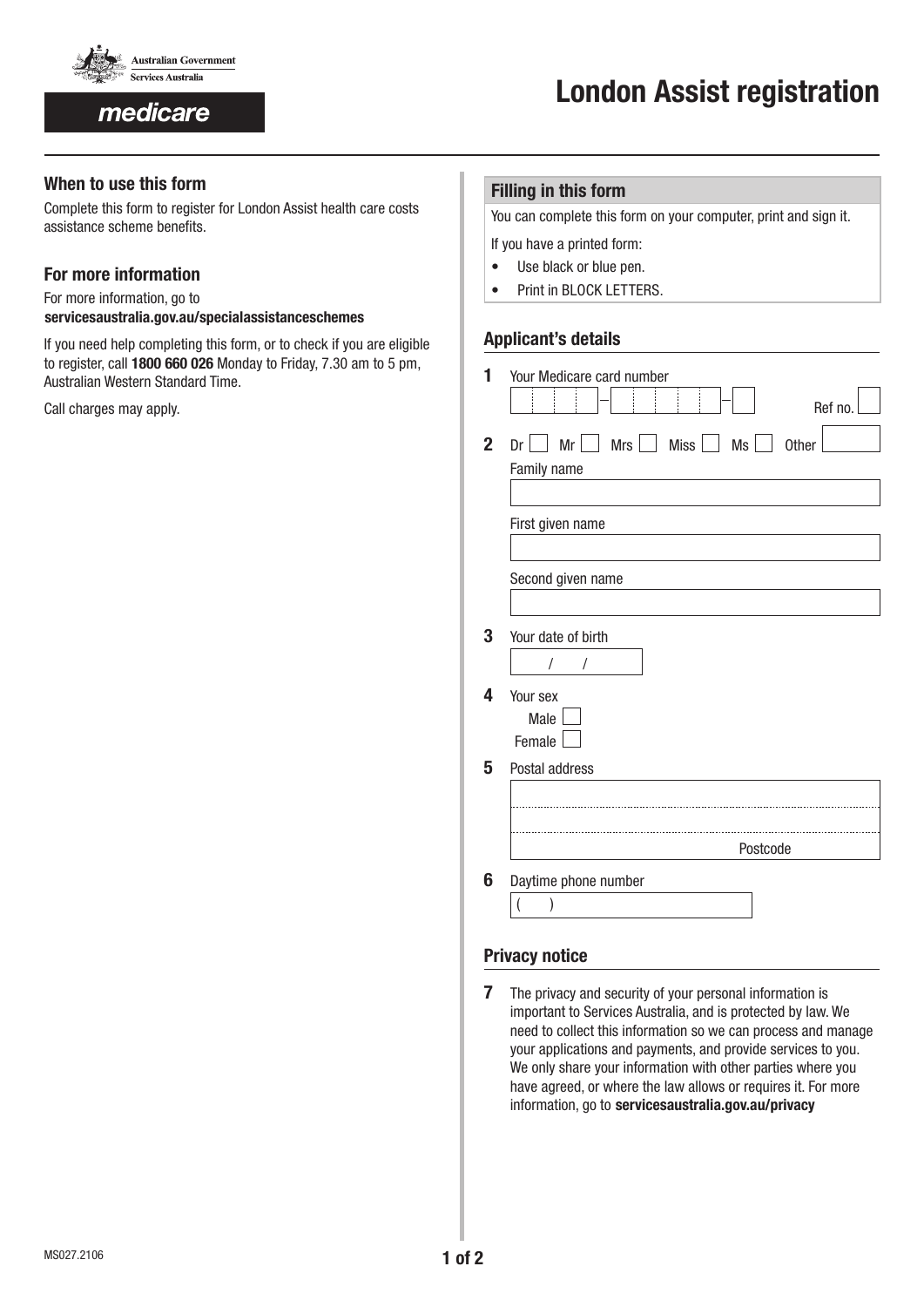Australian Government
Services Australia

medicare

# London Assist registration

## When to use this form

Complete this form to register for London Assist health care costs assistance scheme benefits.

## For more information

For more information, go to
**servicesaustralia.gov.au/specialassistanceschemes**

If you need help completing this form, or to check if you are eligible to register, call **1800 660 026** Monday to Friday, 7.30 am to 5 pm, Australian Western Standard Time.

Call charges may apply.

## Filling in this form

You can complete this form on your computer, print and sign it.

If you have a printed form:

- Use black or blue pen.
- Print in BLOCK LETTERS.

## Applicant's details

**1** Your Medicare card number

[ ][ ][ ][ ]–[ ][ ][ ][ ][ ]–[ ] Ref no. [ ]

**2** Dr ☐ Mr ☐ Mrs ☐ Miss ☐ Ms ☐ Other [ ]

Family name

First given name

Second given name

**3** Your date of birth

/ /

**4** Your sex

Male ☐

Female ☐

**5** Postal address

Postcode

**6** Daytime phone number

( )

## Privacy notice

**7** The privacy and security of your personal information is important to Services Australia, and is protected by law. We need to collect this information so we can process and manage your applications and payments, and provide services to you. We only share your information with other parties where you have agreed, or where the law allows or requires it. For more information, go to **servicesaustralia.gov.au/privacy**

MS027.2106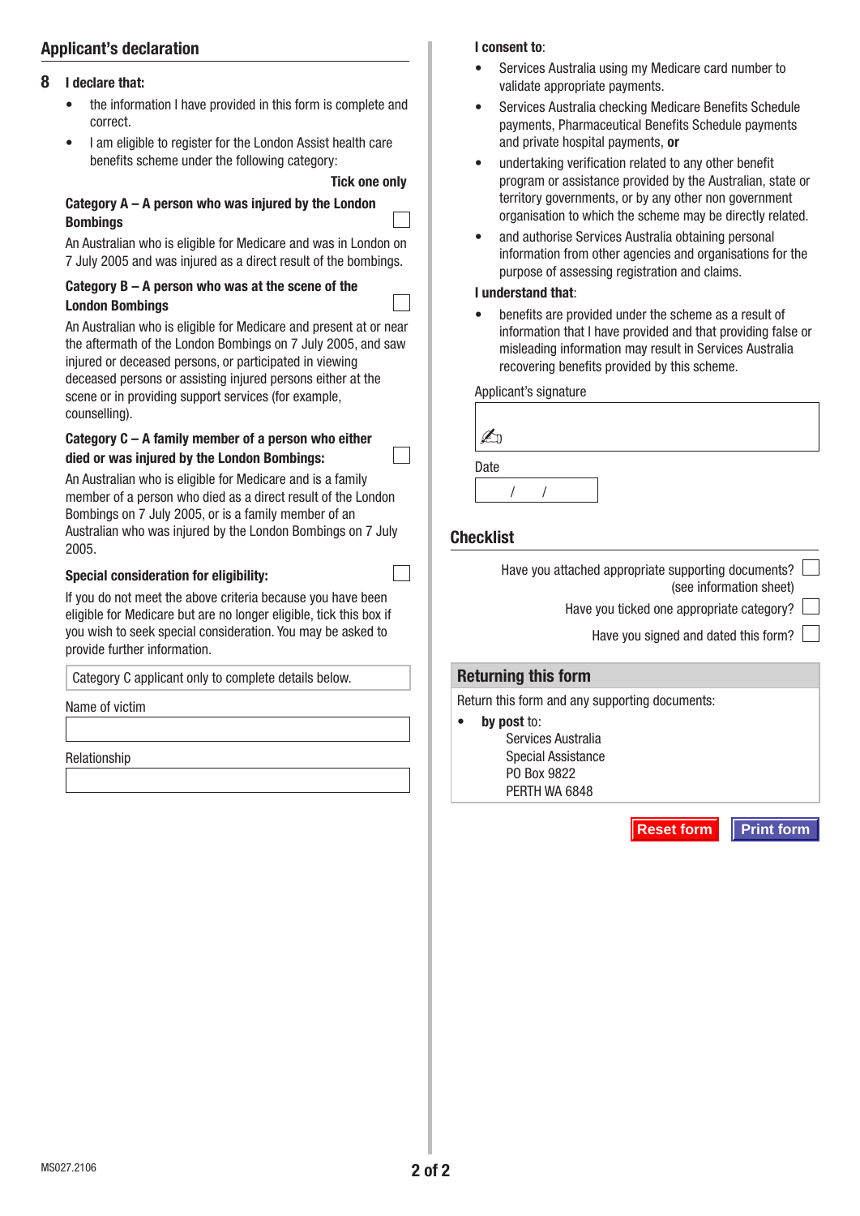## Applicant's declaration

**8 I declare that:**

- the information I have provided in this form is complete and correct.
- I am eligible to register for the London Assist health care benefits scheme under the following category:

**Tick one only**

**Category A – A person who was injured by the London Bombings** ☐

An Australian who is eligible for Medicare and was in London on 7 July 2005 and was injured as a direct result of the bombings.

**Category B – A person who was at the scene of the London Bombings** ☐

An Australian who is eligible for Medicare and present at or near the aftermath of the London Bombings on 7 July 2005, and saw injured or deceased persons, or participated in viewing deceased persons or assisting injured persons either at the scene or in providing support services (for example, counselling).

**Category C – A family member of a person who either died or was injured by the London Bombings:** ☐

An Australian who is eligible for Medicare and is a family member of a person who died as a direct result of the London Bombings on 7 July 2005, or is a family member of an Australian who was injured by the London Bombings on 7 July 2005.

**Special consideration for eligibility:** ☐

If you do not meet the above criteria because you have been eligible for Medicare but are no longer eligible, tick this box if you wish to seek special consideration. You may be asked to provide further information.

Category C applicant only to complete details below.

Name of victim

Relationship

**I consent to**:

- Services Australia using my Medicare card number to validate appropriate payments.
- Services Australia checking Medicare Benefits Schedule payments, Pharmaceutical Benefits Schedule payments and private hospital payments, **or**
- undertaking verification related to any other benefit program or assistance provided by the Australian, state or territory governments, or by any other non government organisation to which the scheme may be directly related.
- and authorise Services Australia obtaining personal information from other agencies and organisations for the purpose of assessing registration and claims.

**I understand that**:

- benefits are provided under the scheme as a result of information that I have provided and that providing false or misleading information may result in Services Australia recovering benefits provided by this scheme.

Applicant's signature

✍

Date

/ /

## Checklist

Have you attached appropriate supporting documents? (see information sheet) ☐

Have you ticked one appropriate category? ☐

Have you signed and dated this form? ☐

## Returning this form

Return this form and any supporting documents:

- **by post** to:
  Services Australia
  Special Assistance
  PO Box 9822
  PERTH WA 6848

Reset form | Print form

MS027.2106